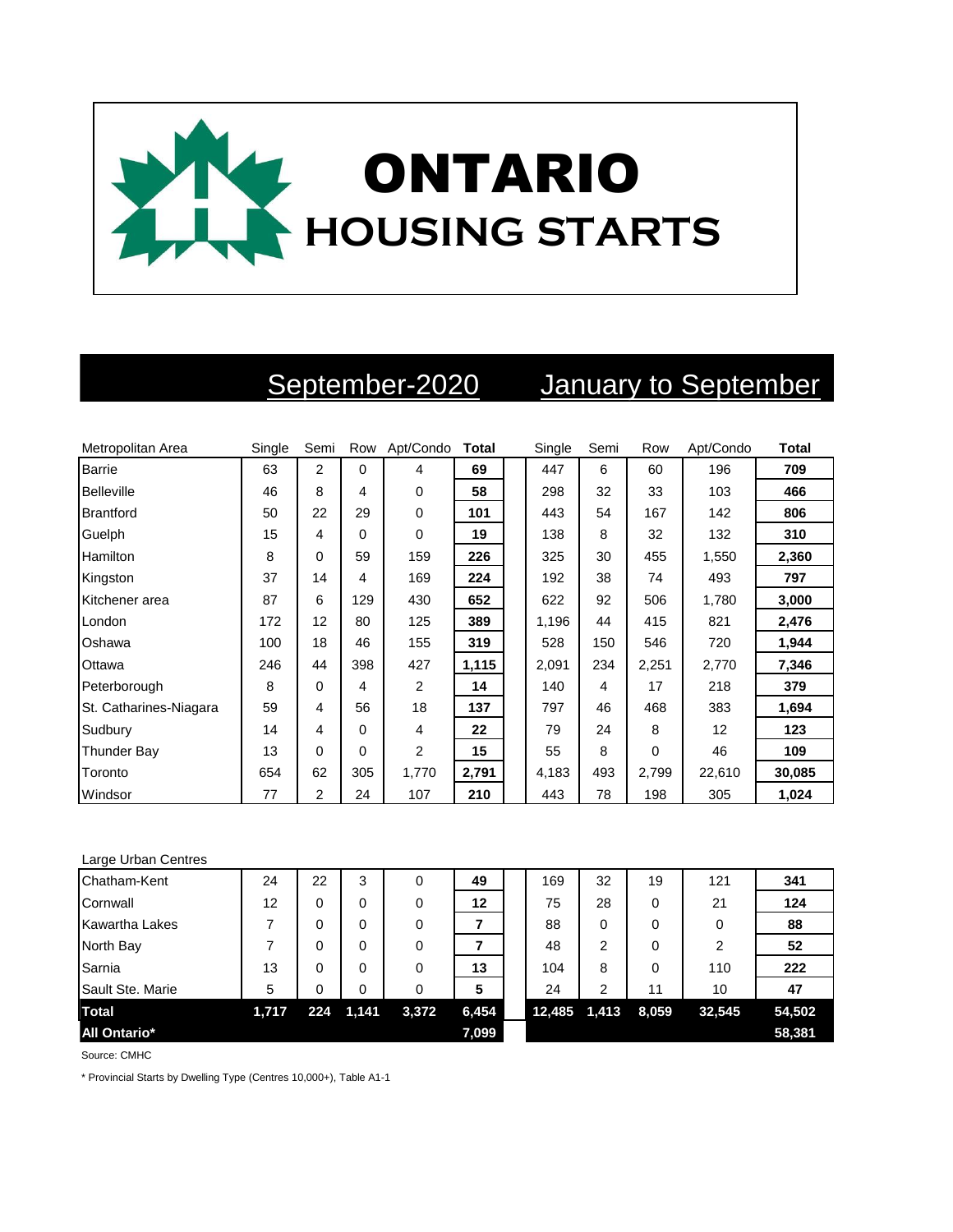# ONTARIO
## HOUSING STARTS

| Metropolitan Area | September-2020 Single | Semi | Row | Apt/Condo | Total | January to September Single | Semi | Row | Apt/Condo | Total |
|---|---|---|---|---|---|---|---|---|---|---|
| Barrie | 63 | 2 | 0 | 4 | **69** | 447 | 6 | 60 | 196 | **709** |
| Belleville | 46 | 8 | 4 | 0 | **58** | 298 | 32 | 33 | 103 | **466** |
| Brantford | 50 | 22 | 29 | 0 | **101** | 443 | 54 | 167 | 142 | **806** |
| Guelph | 15 | 4 | 0 | 0 | **19** | 138 | 8 | 32 | 132 | **310** |
| Hamilton | 8 | 0 | 59 | 159 | **226** | 325 | 30 | 455 | 1,550 | **2,360** |
| Kingston | 37 | 14 | 4 | 169 | **224** | 192 | 38 | 74 | 493 | **797** |
| Kitchener area | 87 | 6 | 129 | 430 | **652** | 622 | 92 | 506 | 1,780 | **3,000** |
| London | 172 | 12 | 80 | 125 | **389** | 1,196 | 44 | 415 | 821 | **2,476** |
| Oshawa | 100 | 18 | 46 | 155 | **319** | 528 | 150 | 546 | 720 | **1,944** |
| Ottawa | 246 | 44 | 398 | 427 | **1,115** | 2,091 | 234 | 2,251 | 2,770 | **7,346** |
| Peterborough | 8 | 0 | 4 | 2 | **14** | 140 | 4 | 17 | 218 | **379** |
| St. Catharines-Niagara | 59 | 4 | 56 | 18 | **137** | 797 | 46 | 468 | 383 | **1,694** |
| Sudbury | 14 | 4 | 0 | 4 | **22** | 79 | 24 | 8 | 12 | **123** |
| Thunder Bay | 13 | 0 | 0 | 2 | **15** | 55 | 8 | 0 | 46 | **109** |
| Toronto | 654 | 62 | 305 | 1,770 | **2,791** | 4,183 | 493 | 2,799 | 22,610 | **30,085** |
| Windsor | 77 | 2 | 24 | 107 | **210** | 443 | 78 | 198 | 305 | **1,024** |
| **Large Urban Centres** | | | | | | | | | | |
| Chatham-Kent | 24 | 22 | 3 | 0 | **49** | 169 | 32 | 19 | 121 | **341** |
| Cornwall | 12 | 0 | 0 | 0 | **12** | 75 | 28 | 0 | 21 | **124** |
| Kawartha Lakes | 7 | 0 | 0 | 0 | **7** | 88 | 0 | 0 | 0 | **88** |
| North Bay | 7 | 0 | 0 | 0 | **7** | 48 | 2 | 0 | 2 | **52** |
| Sarnia | 13 | 0 | 0 | 0 | **13** | 104 | 8 | 0 | 110 | **222** |
| Sault Ste. Marie | 5 | 0 | 0 | 0 | **5** | 24 | 2 | 11 | 10 | **47** |
| **Total** | **1,717** | **224** | **1,141** | **3,372** | **6,454** | **12,485** | **1,413** | **8,059** | **32,545** | **54,502** |
| **All Ontario*** | | | | | **7,099** | | | | | **58,381** |

Source: CMHC

* Provincial Starts by Dwelling Type (Centres 10,000+), Table A1-1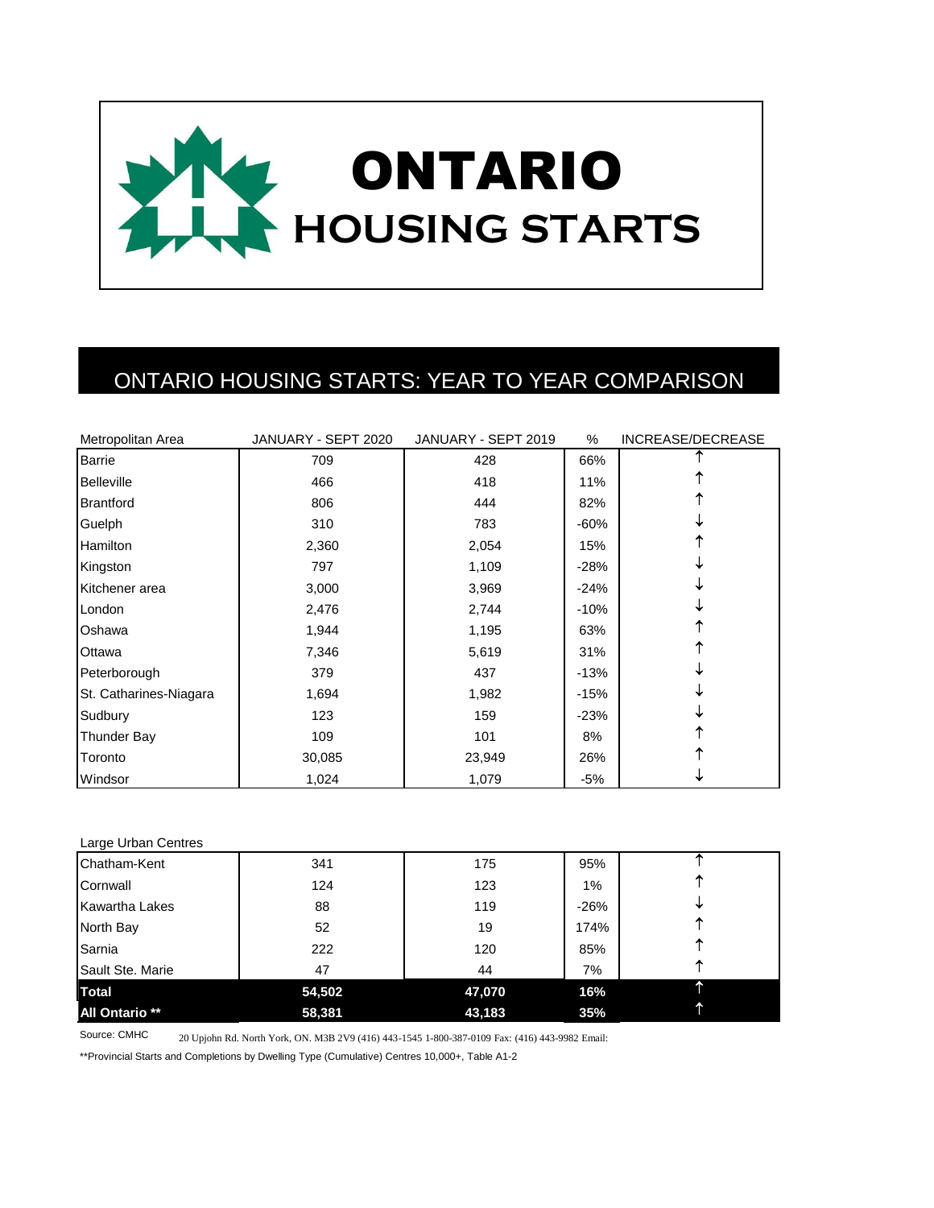# ONTARIO

## HOUSING STARTS

## ONTARIO HOUSING STARTS: YEAR TO YEAR COMPARISON

| Metropolitan Area | JANUARY - SEPT 2020 | JANUARY - SEPT 2019 | % | INCREASE/DECREASE |
|---|---|---|---|---|
| Barrie | 709 | 428 | 66% | ↑ |
| Belleville | 466 | 418 | 11% | ↑ |
| Brantford | 806 | 444 | 82% | ↑ |
| Guelph | 310 | 783 | -60% | ↓ |
| Hamilton | 2,360 | 2,054 | 15% | ↑ |
| Kingston | 797 | 1,109 | -28% | ↓ |
| Kitchener area | 3,000 | 3,969 | -24% | ↓ |
| London | 2,476 | 2,744 | -10% | ↓ |
| Oshawa | 1,944 | 1,195 | 63% | ↑ |
| Ottawa | 7,346 | 5,619 | 31% | ↑ |
| Peterborough | 379 | 437 | -13% | ↓ |
| St. Catharines-Niagara | 1,694 | 1,982 | -15% | ↓ |
| Sudbury | 123 | 159 | -23% | ↓ |
| Thunder Bay | 109 | 101 | 8% | ↑ |
| Toronto | 30,085 | 23,949 | 26% | ↑ |
| Windsor | 1,024 | 1,079 | -5% | ↓ |
| **Large Urban Centres** | | | | |
| Chatham-Kent | 341 | 175 | 95% | ↑ |
| Cornwall | 124 | 123 | 1% | ↑ |
| Kawartha Lakes | 88 | 119 | -26% | ↓ |
| North Bay | 52 | 19 | 174% | ↑ |
| Sarnia | 222 | 120 | 85% | ↑ |
| Sault Ste. Marie | 47 | 44 | 7% | ↑ |
| **Total** | **54,502** | **47,070** | **16%** | ↑ |
| **All Ontario **** | **58,381** | **43,183** | **35%** | ↑ |

Source: CMHC 20 Upjohn Rd. North York, ON. M3B 2V9 (416) 443-1545 1-800-387-0109 Fax: (416) 443-9982 Email:

**Provincial Starts and Completions by Dwelling Type (Cumulative) Centres 10,000+, Table A1-2